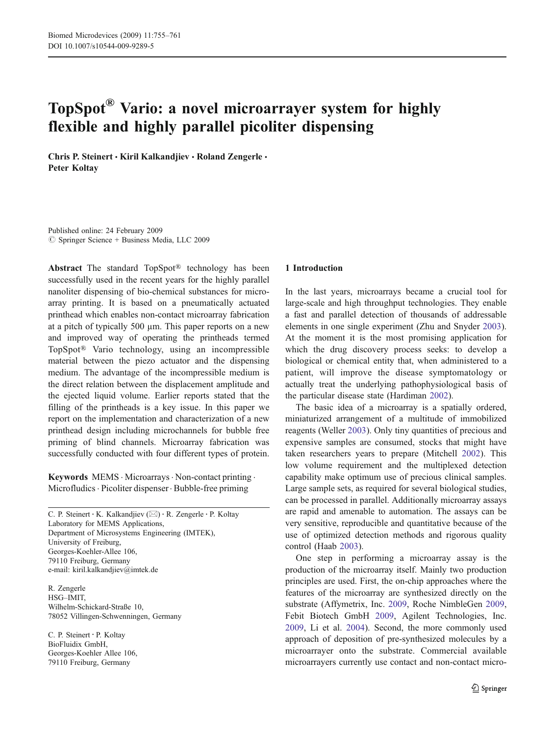# TopSpot® Vario: a novel microarrayer system for highly flexible and highly parallel picoliter dispensing

**Chris P. Steinert · Kiril Kalkandjiev · Roland Zengerle · Peter Koltay**

Published online: 24 February 2009
© Springer Science + Business Media, LLC 2009

**Abstract** The standard TopSpot® technology has been successfully used in the recent years for the highly parallel nanoliter dispensing of bio-chemical substances for microarray printing. It is based on a pneumatically actuated printhead which enables non-contact microarray fabrication at a pitch of typically 500 µm. This paper reports on a new and improved way of operating the printheads termed TopSpot® Vario technology, using an incompressible material between the piezo actuator and the dispensing medium. The advantage of the incompressible medium is the direct relation between the displacement amplitude and the ejected liquid volume. Earlier reports stated that the filling of the printheads is a key issue. In this paper we report on the implementation and characterization of a new printhead design including microchannels for bubble free priming of blind channels. Microarray fabrication was successfully conducted with four different types of protein.

**Keywords** MEMS · Microarrays · Non-contact printing · Microfludics · Picoliter dispenser · Bubble-free priming

C. P. Steinert · K. Kalkandjiev (✉) · R. Zengerle · P. Koltay
Laboratory for MEMS Applications,
Department of Microsystems Engineering (IMTEK),
University of Freiburg,
Georges-Koehler-Allee 106,
79110 Freiburg, Germany
e-mail: kiril.kalkandjiev@imtek.de

R. Zengerle
HSG–IMIT,
Wilhelm-Schickard-Straße 10,
78052 Villingen-Schwenningen, Germany

C. P. Steinert · P. Koltay
BioFluidix GmbH,
Georges-Koehler Allee 106,
79110 Freiburg, Germany

## 1 Introduction

In the last years, microarrays became a crucial tool for large-scale and high throughput technologies. They enable a fast and parallel detection of thousands of addressable elements in one single experiment (Zhu and Snyder 2003). At the moment it is the most promising application for which the drug discovery process seeks: to develop a biological or chemical entity that, when administered to a patient, will improve the disease symptomatology or actually treat the underlying pathophysiological basis of the particular disease state (Hardiman 2002).

The basic idea of a microarray is a spatially ordered, miniaturized arrangement of a multitude of immobilized reagents (Weller 2003). Only tiny quantities of precious and expensive samples are consumed, stocks that might have taken researchers years to prepare (Mitchell 2002). This low volume requirement and the multiplexed detection capability make optimum use of precious clinical samples. Large sample sets, as required for several biological studies, can be processed in parallel. Additionally microarray assays are rapid and amenable to automation. The assays can be very sensitive, reproducible and quantitative because of the use of optimized detection methods and rigorous quality control (Haab 2003).

One step in performing a microarray assay is the production of the microarray itself. Mainly two production principles are used. First, the on-chip approaches where the features of the microarray are synthesized directly on the substrate (Affymetrix, Inc. 2009, Roche NimbleGen 2009, Febit Biotech GmbH 2009, Agilent Technologies, Inc. 2009, Li et al. 2004). Second, the more commonly used approach of deposition of pre-synthesized molecules by a microarrayer onto the substrate. Commercial available microarrayers currently use contact and non-contact micro-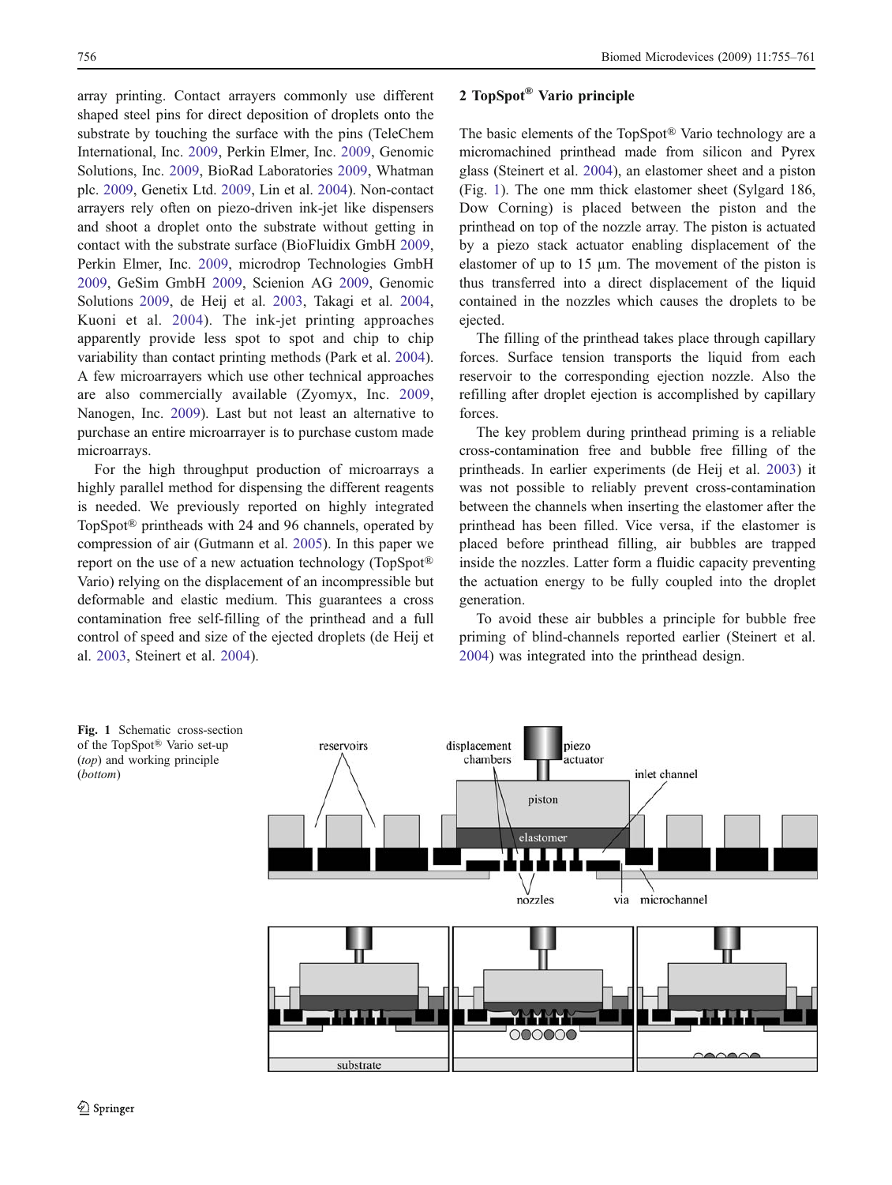array printing. Contact arrayers commonly use different shaped steel pins for direct deposition of droplets onto the substrate by touching the surface with the pins (TeleChem International, Inc. 2009, Perkin Elmer, Inc. 2009, Genomic Solutions, Inc. 2009, BioRad Laboratories 2009, Whatman plc. 2009, Genetix Ltd. 2009, Lin et al. 2004). Non-contact arrayers rely often on piezo-driven ink-jet like dispensers and shoot a droplet onto the substrate without getting in contact with the substrate surface (BioFluidix GmbH 2009, Perkin Elmer, Inc. 2009, microdrop Technologies GmbH 2009, GeSim GmbH 2009, Scienion AG 2009, Genomic Solutions 2009, de Heij et al. 2003, Takagi et al. 2004, Kuoni et al. 2004). The ink-jet printing approaches apparently provide less spot to spot and chip to chip variability than contact printing methods (Park et al. 2004). A few microarrayers which use other technical approaches are also commercially available (Zyomyx, Inc. 2009, Nanogen, Inc. 2009). Last but not least an alternative to purchase an entire microarrayer is to purchase custom made microarrays.

For the high throughput production of microarrays a highly parallel method for dispensing the different reagents is needed. We previously reported on highly integrated TopSpot® printheads with 24 and 96 channels, operated by compression of air (Gutmann et al. 2005). In this paper we report on the use of a new actuation technology (TopSpot® Vario) relying on the displacement of an incompressible but deformable and elastic medium. This guarantees a cross contamination free self-filling of the printhead and a full control of speed and size of the ejected droplets (de Heij et al. 2003, Steinert et al. 2004).

## 2 TopSpot® Vario principle

The basic elements of the TopSpot® Vario technology are a micromachined printhead made from silicon and Pyrex glass (Steinert et al. 2004), an elastomer sheet and a piston (Fig. 1). The one mm thick elastomer sheet (Sylgard 186, Dow Corning) is placed between the piston and the printhead on top of the nozzle array. The piston is actuated by a piezo stack actuator enabling displacement of the elastomer of up to 15 µm. The movement of the piston is thus transferred into a direct displacement of the liquid contained in the nozzles which causes the droplets to be ejected.

The filling of the printhead takes place through capillary forces. Surface tension transports the liquid from each reservoir to the corresponding ejection nozzle. Also the refilling after droplet ejection is accomplished by capillary forces.

The key problem during printhead priming is a reliable cross-contamination free and bubble free filling of the printheads. In earlier experiments (de Heij et al. 2003) it was not possible to reliably prevent cross-contamination between the channels when inserting the elastomer after the printhead has been filled. Vice versa, if the elastomer is placed before printhead filling, air bubbles are trapped inside the nozzles. Latter form a fluidic capacity preventing the actuation energy to be fully coupled into the droplet generation.

To avoid these air bubbles a principle for bubble free priming of blind-channels reported earlier (Steinert et al. 2004) was integrated into the printhead design.

**Fig. 1** Schematic cross-section of the TopSpot® Vario set-up (*top*) and working principle (*bottom*)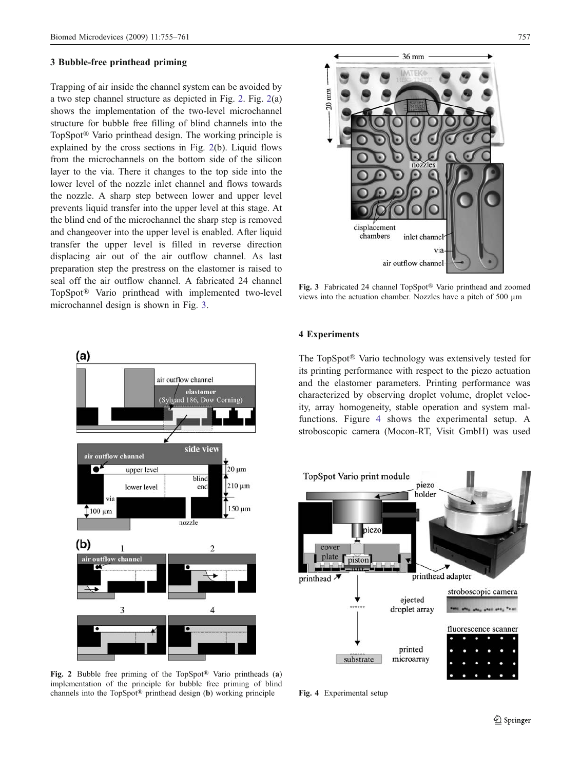## 3 Bubble-free printhead priming

Trapping of air inside the channel system can be avoided by a two step channel structure as depicted in Fig. 2. Fig. 2(a) shows the implementation of the two-level microchannel structure for bubble free filling of blind channels into the TopSpot® Vario printhead design. The working principle is explained by the cross sections in Fig. 2(b). Liquid flows from the microchannels on the bottom side of the silicon layer to the via. There it changes to the top side into the lower level of the nozzle inlet channel and flows towards the nozzle. A sharp step between lower and upper level prevents liquid transfer into the upper level at this stage. At the blind end of the microchannel the sharp step is removed and changeover into the upper level is enabled. After liquid transfer the upper level is filled in reverse direction displacing air out of the air outflow channel. As last preparation step the prestress on the elastomer is raised to seal off the air outflow channel. A fabricated 24 channel TopSpot® Vario printhead with implemented two-level microchannel design is shown in Fig. 3.

**Fig. 2** Bubble free priming of the TopSpot® Vario printheads (**a**) implementation of the principle for bubble free priming of blind channels into the TopSpot® printhead design (**b**) working principle

**Fig. 3** Fabricated 24 channel TopSpot® Vario printhead and zoomed views into the actuation chamber. Nozzles have a pitch of 500 µm

## 4 Experiments

The TopSpot® Vario technology was extensively tested for its printing performance with respect to the piezo actuation and the elastomer parameters. Printing performance was characterized by observing droplet volume, droplet velocity, array homogeneity, stable operation and system malfunctions. Figure 4 shows the experimental setup. A stroboscopic camera (Mocon-RT, Visit GmbH) was used

**Fig. 4** Experimental setup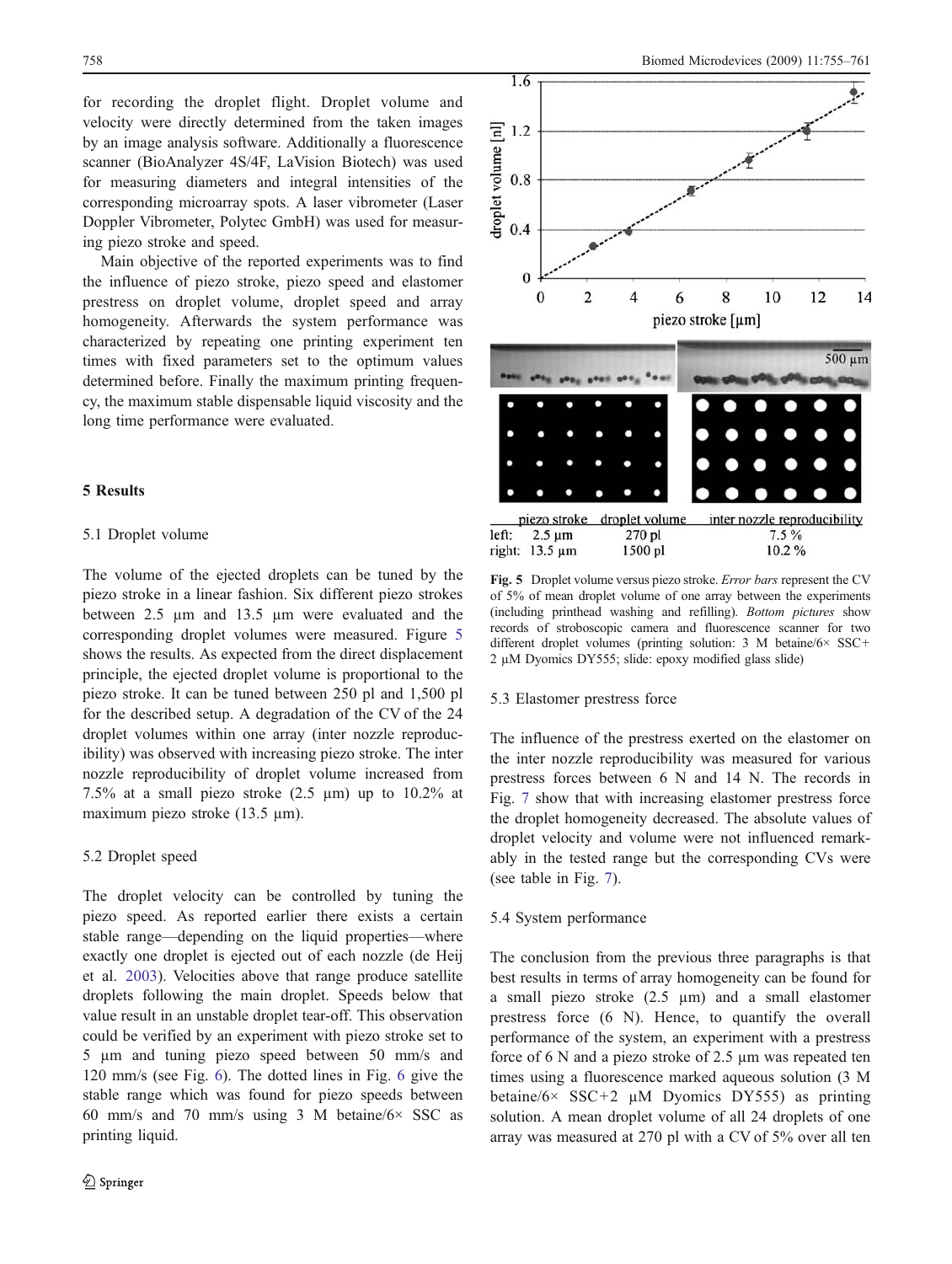for recording the droplet flight. Droplet volume and velocity were directly determined from the taken images by an image analysis software. Additionally a fluorescence scanner (BioAnalyzer 4S/4F, LaVision Biotech) was used for measuring diameters and integral intensities of the corresponding microarray spots. A laser vibrometer (Laser Doppler Vibrometer, Polytec GmbH) was used for measuring piezo stroke and speed.

Main objective of the reported experiments was to find the influence of piezo stroke, piezo speed and elastomer prestress on droplet volume, droplet speed and array homogeneity. Afterwards the system performance was characterized by repeating one printing experiment ten times with fixed parameters set to the optimum values determined before. Finally the maximum printing frequency, the maximum stable dispensable liquid viscosity and the long time performance were evaluated.

## 5 Results

### 5.1 Droplet volume

The volume of the ejected droplets can be tuned by the piezo stroke in a linear fashion. Six different piezo strokes between 2.5 μm and 13.5 μm were evaluated and the corresponding droplet volumes were measured. Figure 5 shows the results. As expected from the direct displacement principle, the ejected droplet volume is proportional to the piezo stroke. It can be tuned between 250 pl and 1,500 pl for the described setup. A degradation of the CV of the 24 droplet volumes within one array (inter nozzle reproducibility) was observed with increasing piezo stroke. The inter nozzle reproducibility of droplet volume increased from 7.5% at a small piezo stroke (2.5 μm) up to 10.2% at maximum piezo stroke (13.5 μm).

### 5.2 Droplet speed

The droplet velocity can be controlled by tuning the piezo speed. As reported earlier there exists a certain stable range—depending on the liquid properties—where exactly one droplet is ejected out of each nozzle (de Heij et al. 2003). Velocities above that range produce satellite droplets following the main droplet. Speeds below that value result in an unstable droplet tear-off. This observation could be verified by an experiment with piezo stroke set to 5 μm and tuning piezo speed between 50 mm/s and 120 mm/s (see Fig. 6). The dotted lines in Fig. 6 give the stable range which was found for piezo speeds between 60 mm/s and 70 mm/s using 3 M betaine/6× SSC as printing liquid.

|  | piezo stroke | droplet volume | inter nozzle reproducibility |
|---|---|---|---|
| left: | 2.5 μm | 270 pl | 7.5 % |
| right: | 13.5 μm | 1500 pl | 10.2 % |

**Fig. 5** Droplet volume versus piezo stroke. *Error bars* represent the CV of 5% of mean droplet volume of one array between the experiments (including printhead washing and refilling). *Bottom pictures* show records of stroboscopic camera and fluorescence scanner for two different droplet volumes (printing solution: 3 M betaine/6× SSC+ 2 μM Dyomics DY555; slide: epoxy modified glass slide)

### 5.3 Elastomer prestress force

The influence of the prestress exerted on the elastomer on the inter nozzle reproducibility was measured for various prestress forces between 6 N and 14 N. The records in Fig. 7 show that with increasing elastomer prestress force the droplet homogeneity decreased. The absolute values of droplet velocity and volume were not influenced remarkably in the tested range but the corresponding CVs were (see table in Fig. 7).

### 5.4 System performance

The conclusion from the previous three paragraphs is that best results in terms of array homogeneity can be found for a small piezo stroke (2.5 μm) and a small elastomer prestress force (6 N). Hence, to quantify the overall performance of the system, an experiment with a prestress force of 6 N and a piezo stroke of 2.5 μm was repeated ten times using a fluorescence marked aqueous solution (3 M betaine/6× SSC+2 μM Dyomics DY555) as printing solution. A mean droplet volume of all 24 droplets of one array was measured at 270 pl with a CV of 5% over all ten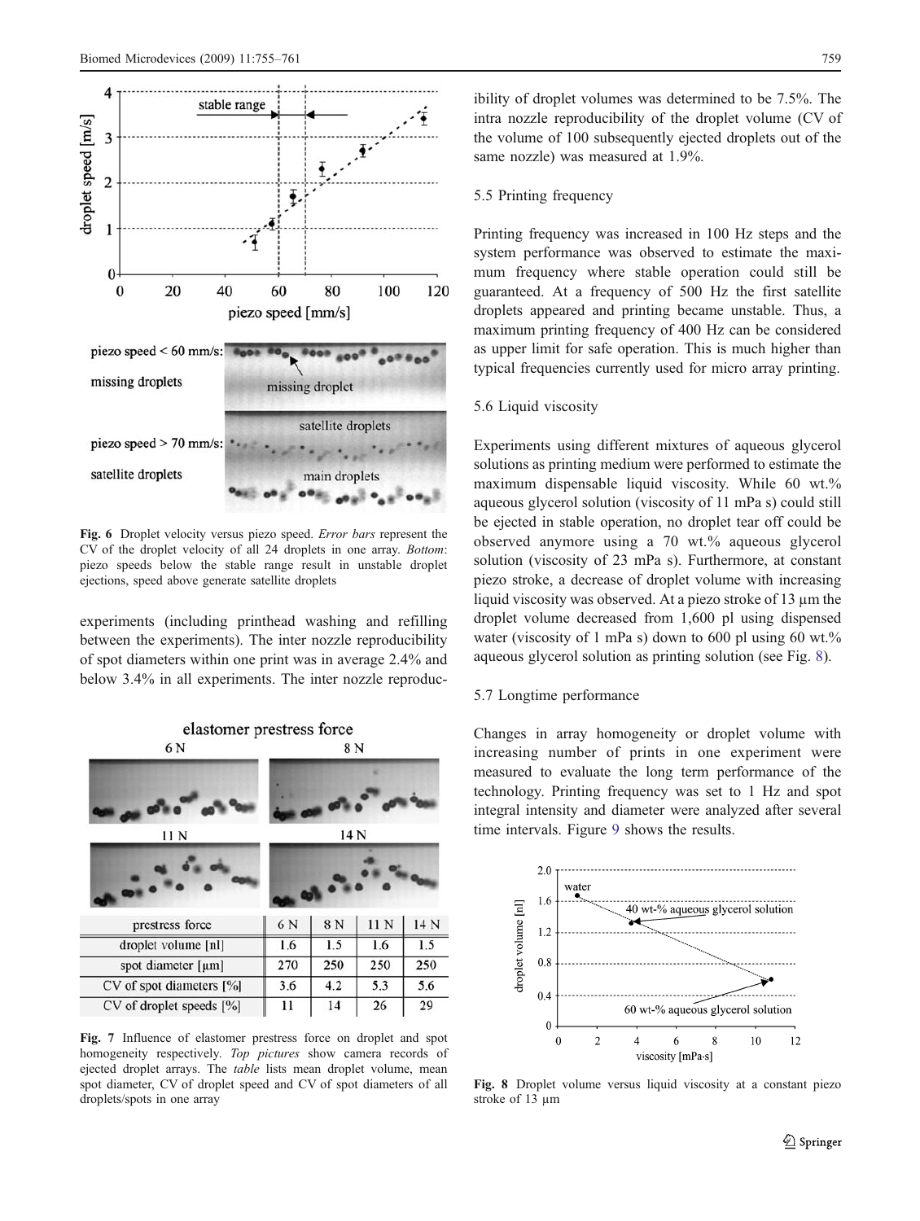Fig. 6 Droplet velocity versus piezo speed. *Error bars* represent the CV of the droplet velocity of all 24 droplets in one array. *Bottom*: piezo speeds below the stable range result in unstable droplet ejections, speed above generate satellite droplets

experiments (including printhead washing and refilling between the experiments). The inter nozzle reproducibility of spot diameters within one print was in average 2.4% and below 3.4% in all experiments. The inter nozzle reproducibility of droplet volumes was determined to be 7.5%. The intra nozzle reproducibility of the droplet volume (CV of the volume of 100 subsequently ejected droplets out of the same nozzle) was measured at 1.9%.

| prestress force | 6 N | 8 N | 11 N | 14 N |
|---|---|---|---|---|
| droplet volume [nl] | 1.6 | 1.5 | 1.6 | 1.5 |
| spot diameter [µm] | 270 | 250 | 250 | 250 |
| CV of spot diameters [%] | 3.6 | 4.2 | 5.3 | 5.6 |
| CV of droplet speeds [%] | 11 | 14 | 26 | 29 |

Fig. 7 Influence of elastomer prestress force on droplet and spot homogeneity respectively. *Top pictures* show camera records of ejected droplet arrays. The *table* lists mean droplet volume, mean spot diameter, CV of droplet speed and CV of spot diameters of all droplets/spots in one array

### 5.5 Printing frequency

Printing frequency was increased in 100 Hz steps and the system performance was observed to estimate the maximum frequency where stable operation could still be guaranteed. At a frequency of 500 Hz the first satellite droplets appeared and printing became unstable. Thus, a maximum printing frequency of 400 Hz can be considered as upper limit for safe operation. This is much higher than typical frequencies currently used for micro array printing.

### 5.6 Liquid viscosity

Experiments using different mixtures of aqueous glycerol solutions as printing medium were performed to estimate the maximum dispensable liquid viscosity. While 60 wt.% aqueous glycerol solution (viscosity of 11 mPa s) could still be ejected in stable operation, no droplet tear off could be observed anymore using a 70 wt.% aqueous glycerol solution (viscosity of 23 mPa s). Furthermore, at constant piezo stroke, a decrease of droplet volume with increasing liquid viscosity was observed. At a piezo stroke of 13 µm the droplet volume decreased from 1,600 pl using dispensed water (viscosity of 1 mPa s) down to 600 pl using 60 wt.% aqueous glycerol solution as printing solution (see Fig. 8).

### 5.7 Longtime performance

Changes in array homogeneity or droplet volume with increasing number of prints in one experiment were measured to evaluate the long term performance of the technology. Printing frequency was set to 1 Hz and spot integral intensity and diameter were analyzed after several time intervals. Figure 9 shows the results.

Fig. 8 Droplet volume versus liquid viscosity at a constant piezo stroke of 13 µm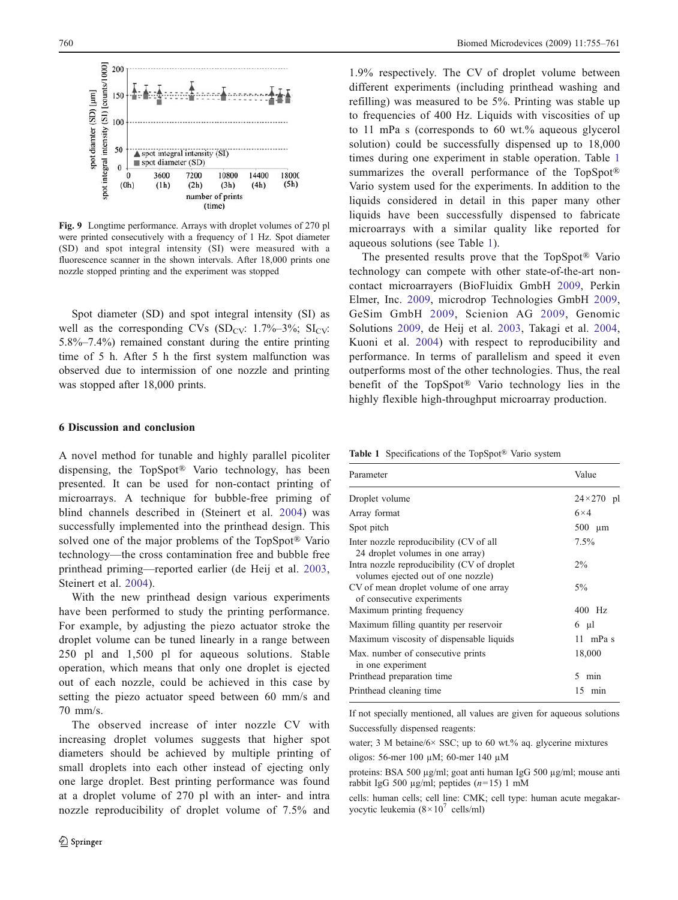**Fig. 9** Longtime performance. Arrays with droplet volumes of 270 pl were printed consecutively with a frequency of 1 Hz. Spot diameter (SD) and spot integral intensity (SI) were measured with a fluorescence scanner in the shown intervals. After 18,000 prints one nozzle stopped printing and the experiment was stopped

Spot diameter (SD) and spot integral intensity (SI) as well as the corresponding CVs ($SD_{CV}$: 1.7%–3%; $SI_{CV}$: 5.8%–7.4%) remained constant during the entire printing time of 5 h. After 5 h the first system malfunction was observed due to intermission of one nozzle and printing was stopped after 18,000 prints.

## 6 Discussion and conclusion

A novel method for tunable and highly parallel picoliter dispensing, the TopSpot® Vario technology, has been presented. It can be used for non-contact printing of microarrays. A technique for bubble-free priming of blind channels described in (Steinert et al. 2004) was successfully implemented into the printhead design. This solved one of the major problems of the TopSpot® Vario technology—the cross contamination free and bubble free printhead priming—reported earlier (de Heij et al. 2003, Steinert et al. 2004).

With the new printhead design various experiments have been performed to study the printing performance. For example, by adjusting the piezo actuator stroke the droplet volume can be tuned linearly in a range between 250 pl and 1,500 pl for aqueous solutions. Stable operation, which means that only one droplet is ejected out of each nozzle, could be achieved in this case by setting the piezo actuator speed between 60 mm/s and 70 mm/s.

The observed increase of inter nozzle CV with increasing droplet volumes suggests that higher spot diameters should be achieved by multiple printing of small droplets into each other instead of ejecting only one large droplet. Best printing performance was found at a droplet volume of 270 pl with an inter- and intra nozzle reproducibility of droplet volume of 7.5% and 1.9% respectively. The CV of droplet volume between different experiments (including printhead washing and refilling) was measured to be 5%. Printing was stable up to frequencies of 400 Hz. Liquids with viscosities of up to 11 mPa s (corresponds to 60 wt.% aqueous glycerol solution) could be successfully dispensed up to 18,000 times during one experiment in stable operation. Table 1 summarizes the overall performance of the TopSpot® Vario system used for the experiments. In addition to the liquids considered in detail in this paper many other liquids have been successfully dispensed to fabricate microarrays with a similar quality like reported for aqueous solutions (see Table 1).

The presented results prove that the TopSpot® Vario technology can compete with other state-of-the-art non-contact microarrayers (BioFluidix GmbH 2009, Perkin Elmer, Inc. 2009, microdrop Technologies GmbH 2009, GeSim GmbH 2009, Scienion AG 2009, Genomic Solutions 2009, de Heij et al. 2003, Takagi et al. 2004, Kuoni et al. 2004) with respect to reproducibility and performance. In terms of parallelism and speed it even outperforms most of the other technologies. Thus, the real benefit of the TopSpot® Vario technology lies in the highly flexible high-throughput microarray production.

**Table 1** Specifications of the TopSpot® Vario system

| Parameter | Value |
|---|---|
| Droplet volume | 24×270 pl |
| Array format | 6×4 |
| Spot pitch | 500 µm |
| Inter nozzle reproducibility (CV of all 24 droplet volumes in one array) | 7.5% |
| Intra nozzle reproducibility (CV of droplet volumes ejected out of one nozzle) | 2% |
| CV of mean droplet volume of one array of consecutive experiments | 5% |
| Maximum printing frequency | 400 Hz |
| Maximum filling quantity per reservoir | 6 µl |
| Maximum viscosity of dispensable liquids | 11 mPa s |
| Max. number of consecutive prints in one experiment | 18,000 |
| Printhead preparation time | 5 min |
| Printhead cleaning time | 15 min |

If not specially mentioned, all values are given for aqueous solutions

Successfully dispensed reagents:

water; 3 M betaine/6× SSC; up to 60 wt.% aq. glycerine mixtures

oligos: 56-mer 100 µM; 60-mer 140 µM

proteins: BSA 500 µg/ml; goat anti human IgG 500 µg/ml; mouse anti rabbit IgG 500 µg/ml; peptides ($n=15$) 1 mM

cells: human cells; cell line: CMK; cell type: human acute megakaryocytic leukemia ($8\times10^{7}$ cells/ml)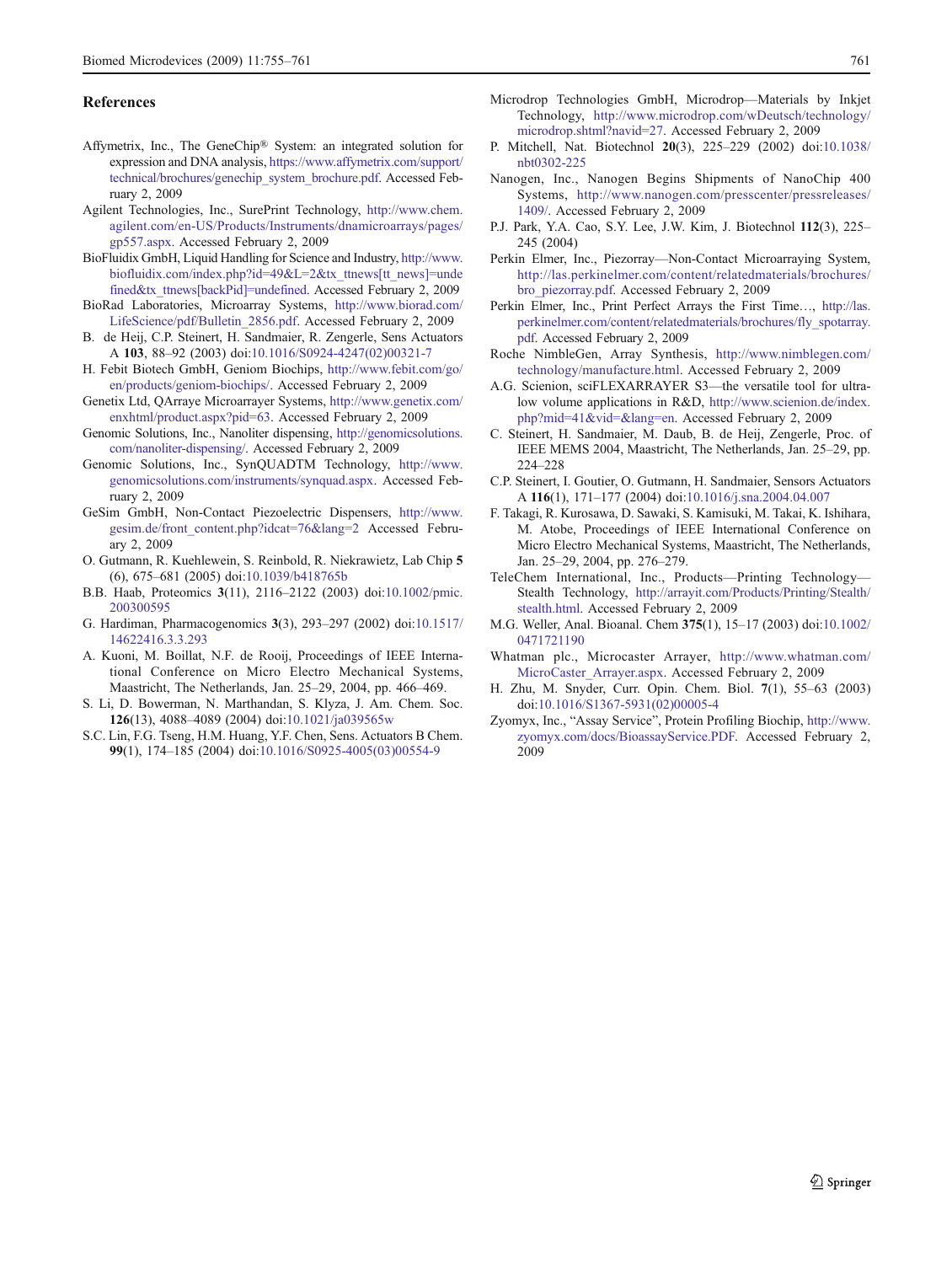## References

Affymetrix, Inc., The GeneChip® System: an integrated solution for expression and DNA analysis, https://www.affymetrix.com/support/technical/brochures/genechip_system_brochure.pdf. Accessed February 2, 2009

Agilent Technologies, Inc., SurePrint Technology, http://www.chem.agilent.com/en-US/Products/Instruments/dnamicroarrays/pages/gp557.aspx. Accessed February 2, 2009

BioFluidix GmbH, Liquid Handling for Science and Industry, http://www.biofluidix.com/index.php?id=49&L=2&tx_ttnews[tt_news]=undefined&tx_ttnews[backPid]=undefined. Accessed February 2, 2009

BioRad Laboratories, Microarray Systems, http://www.biorad.com/LifeScience/pdf/Bulletin_2856.pdf. Accessed February 2, 2009

B. de Heij, C.P. Steinert, H. Sandmaier, R. Zengerle, Sens Actuators A **103**, 88–92 (2003) doi:10.1016/S0924-4247(02)00321-7

H. Febit Biotech GmbH, Geniom Biochips, http://www.febit.com/go/en/products/geniom-biochips/. Accessed February 2, 2009

Genetix Ltd, QArraye Microarrayer Systems, http://www.genetix.com/enxhtml/product.aspx?pid=63. Accessed February 2, 2009

Genomic Solutions, Inc., Nanoliter dispensing, http://genomicsolutions.com/nanoliter-dispensing/. Accessed February 2, 2009

Genomic Solutions, Inc., SynQUADTM Technology, http://www.genomicsolutions.com/instruments/synquad.aspx. Accessed February 2, 2009

GeSim GmbH, Non-Contact Piezoelectric Dispensers, http://www.gesim.de/front_content.php?idcat=76&lang=2 Accessed February 2, 2009

O. Gutmann, R. Kuehlewein, S. Reinbold, R. Niekrawietz, Lab Chip **5** (6), 675–681 (2005) doi:10.1039/b418765b

B.B. Haab, Proteomics **3**(11), 2116–2122 (2003) doi:10.1002/pmic.200300595

G. Hardiman, Pharmacogenomics **3**(3), 293–297 (2002) doi:10.1517/14622416.3.3.293

A. Kuoni, M. Boillat, N.F. de Rooij, Proceedings of IEEE International Conference on Micro Electro Mechanical Systems, Maastricht, The Netherlands, Jan. 25–29, 2004, pp. 466–469.

S. Li, D. Bowerman, N. Marthandan, S. Klyza, J. Am. Chem. Soc. **126**(13), 4088–4089 (2004) doi:10.1021/ja039565w

S.C. Lin, F.G. Tseng, H.M. Huang, Y.F. Chen, Sens. Actuators B Chem. **99**(1), 174–185 (2004) doi:10.1016/S0925-4005(03)00554-9

Microdrop Technologies GmbH, Microdrop—Materials by Inkjet Technology, http://www.microdrop.com/wDeutsch/technology/microdrop.shtml?navid=27. Accessed February 2, 2009

P. Mitchell, Nat. Biotechnol **20**(3), 225–229 (2002) doi:10.1038/nbt0302-225

Nanogen, Inc., Nanogen Begins Shipments of NanoChip 400 Systems, http://www.nanogen.com/presscenter/pressreleases/1409/. Accessed February 2, 2009

P.J. Park, Y.A. Cao, S.Y. Lee, J.W. Kim, J. Biotechnol **112**(3), 225–245 (2004)

Perkin Elmer, Inc., Piezorray—Non-Contact Microarraying System, http://las.perkinelmer.com/content/relatedmaterials/brochures/bro_piezorray.pdf. Accessed February 2, 2009

Perkin Elmer, Inc., Print Perfect Arrays the First Time…, http://las.perkinelmer.com/content/relatedmaterials/brochures/fly_spotarray.pdf. Accessed February 2, 2009

Roche NimbleGen, Array Synthesis, http://www.nimblegen.com/technology/manufacture.html. Accessed February 2, 2009

A.G. Scienion, sciFLEXARRAYER S3—the versatile tool for ultra-low volume applications in R&D, http://www.scienion.de/index.php?mid=41&vid=&lang=en. Accessed February 2, 2009

C. Steinert, H. Sandmaier, M. Daub, B. de Heij, Zengerle, Proc. of IEEE MEMS 2004, Maastricht, The Netherlands, Jan. 25–29, pp. 224–228

C.P. Steinert, I. Goutier, O. Gutmann, H. Sandmaier, Sensors Actuators A **116**(1), 171–177 (2004) doi:10.1016/j.sna.2004.04.007

F. Takagi, R. Kurosawa, D. Sawaki, S. Kamisuki, M. Takai, K. Ishihara, M. Atobe, Proceedings of IEEE International Conference on Micro Electro Mechanical Systems, Maastricht, The Netherlands, Jan. 25–29, 2004, pp. 276–279.

TeleChem International, Inc., Products—Printing Technology—Stealth Technology, http://arrayit.com/Products/Printing/Stealth/stealth.html. Accessed February 2, 2009

M.G. Weller, Anal. Bioanal. Chem **375**(1), 15–17 (2003) doi:10.1002/0471721190

Whatman plc., Microcaster Arrayer, http://www.whatman.com/MicroCaster_Arrayer.aspx. Accessed February 2, 2009

H. Zhu, M. Snyder, Curr. Opin. Chem. Biol. **7**(1), 55–63 (2003) doi:10.1016/S1367-5931(02)00005-4

Zyomyx, Inc., "Assay Service", Protein Profiling Biochip, http://www.zyomyx.com/docs/BioassayService.PDF. Accessed February 2, 2009